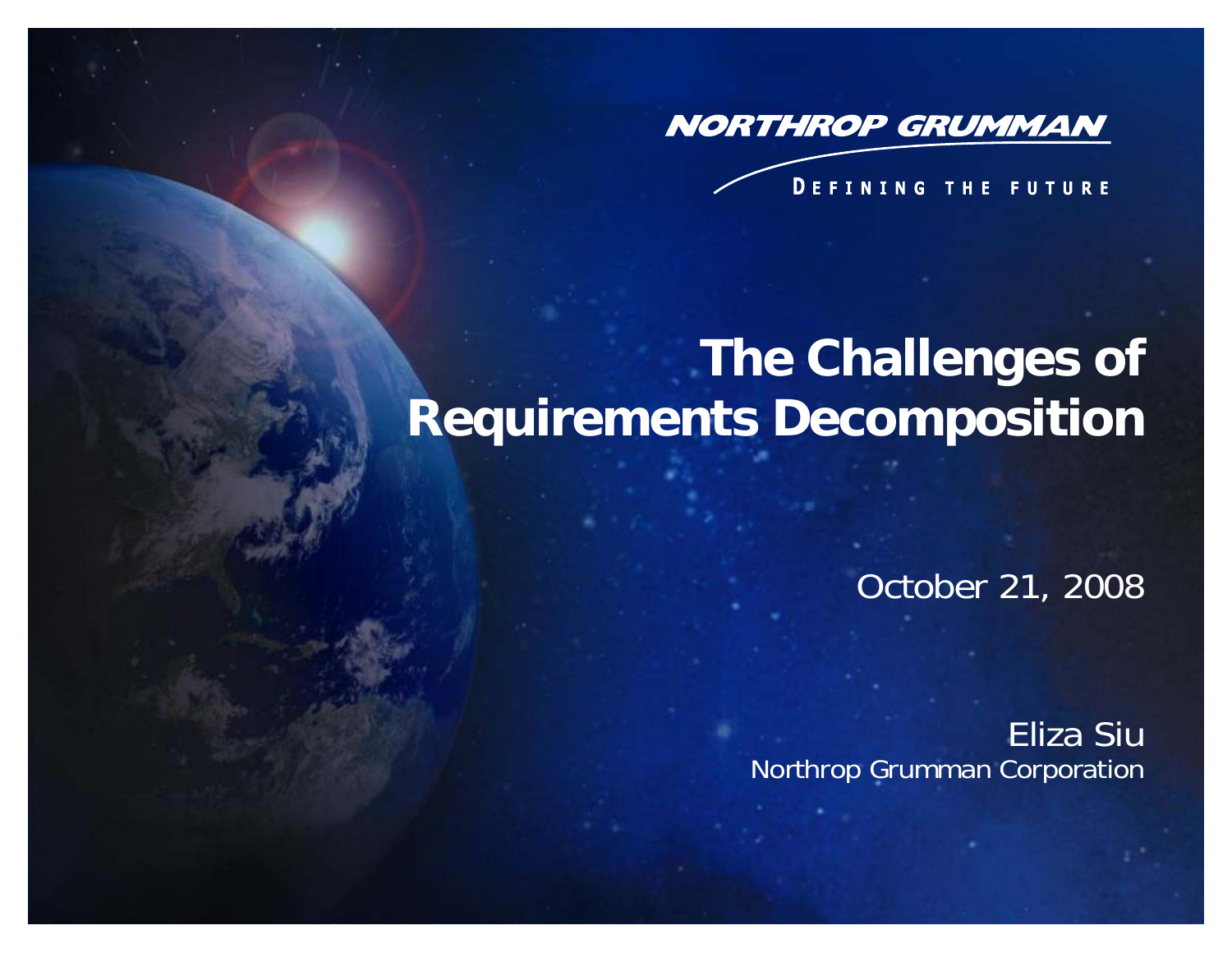NORTHROP GRUMMAN

DEFINING THE FUTURE

# The Challenges of Requirements Decomposition

October 21, 2008

Eliza Siu
Northrop Grumman Corporation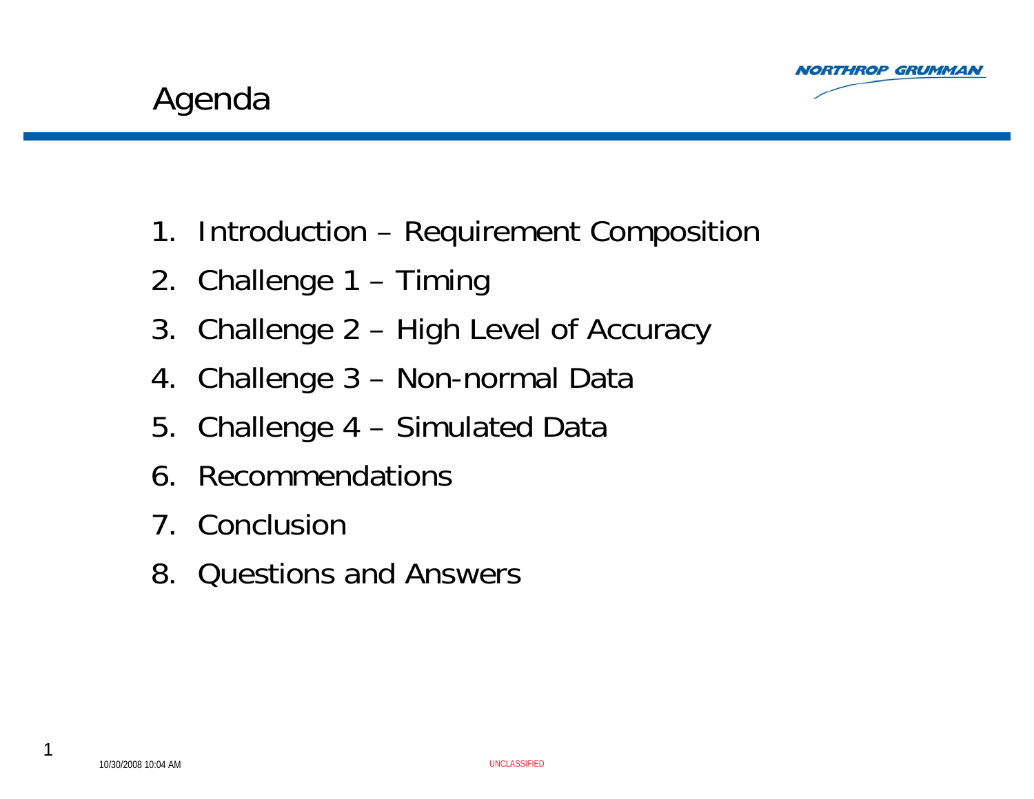# Agenda

1. Introduction – Requirement Composition
2. Challenge 1 – Timing
3. Challenge 2 – High Level of Accuracy
4. Challenge 3 – Non-normal Data
5. Challenge 4 – Simulated Data
6. Recommendations
7. Conclusion
8. Questions and Answers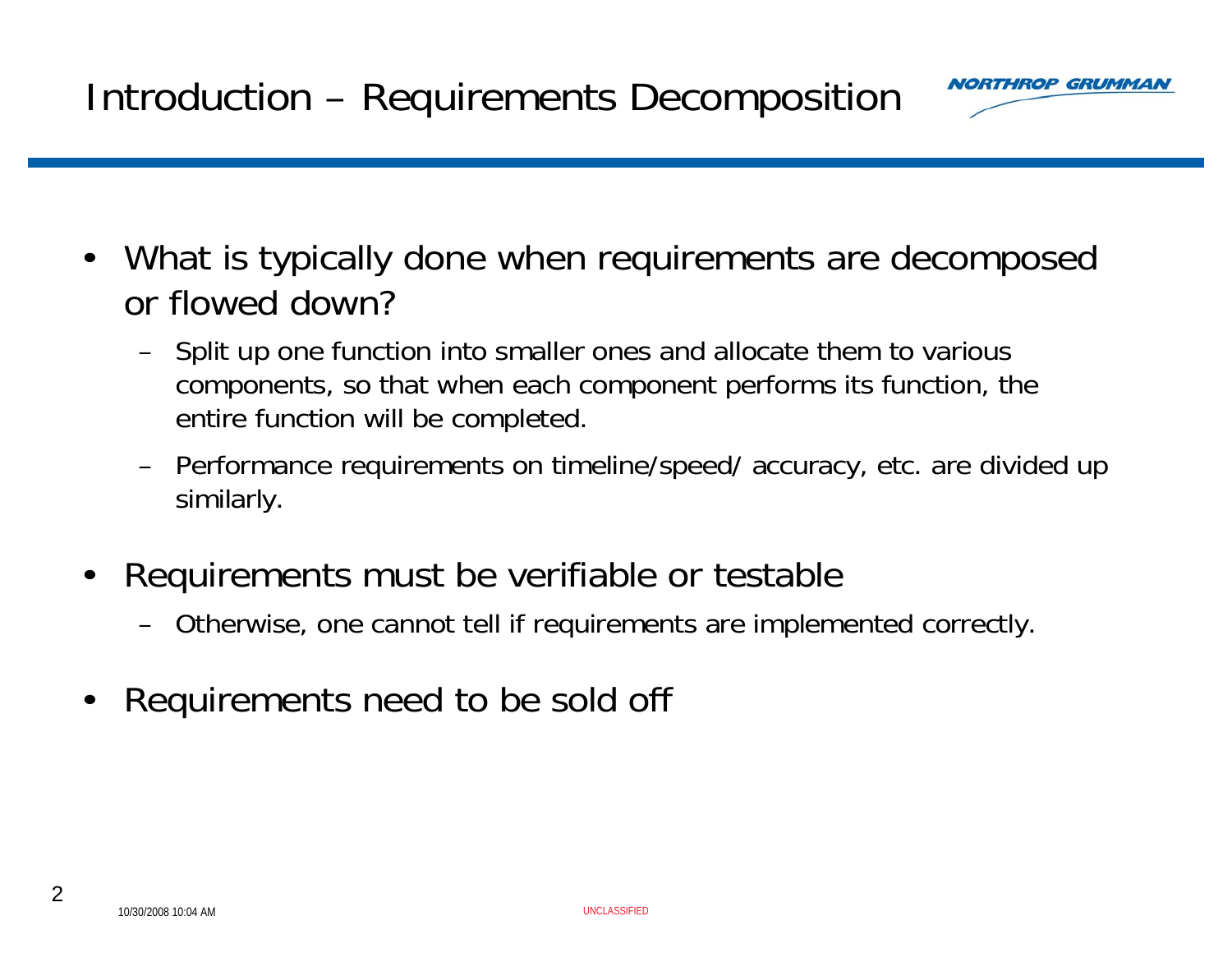# Introduction – Requirements Decomposition

- What is typically done when requirements are decomposed or flowed down?
  - Split up one function into smaller ones and allocate them to various components, so that when each component performs its function, the entire function will be completed.
  - Performance requirements on timeline/speed/ accuracy, etc. are divided up similarly.
- Requirements must be verifiable or testable
  - Otherwise, one cannot tell if requirements are implemented correctly.
- Requirements need to be sold off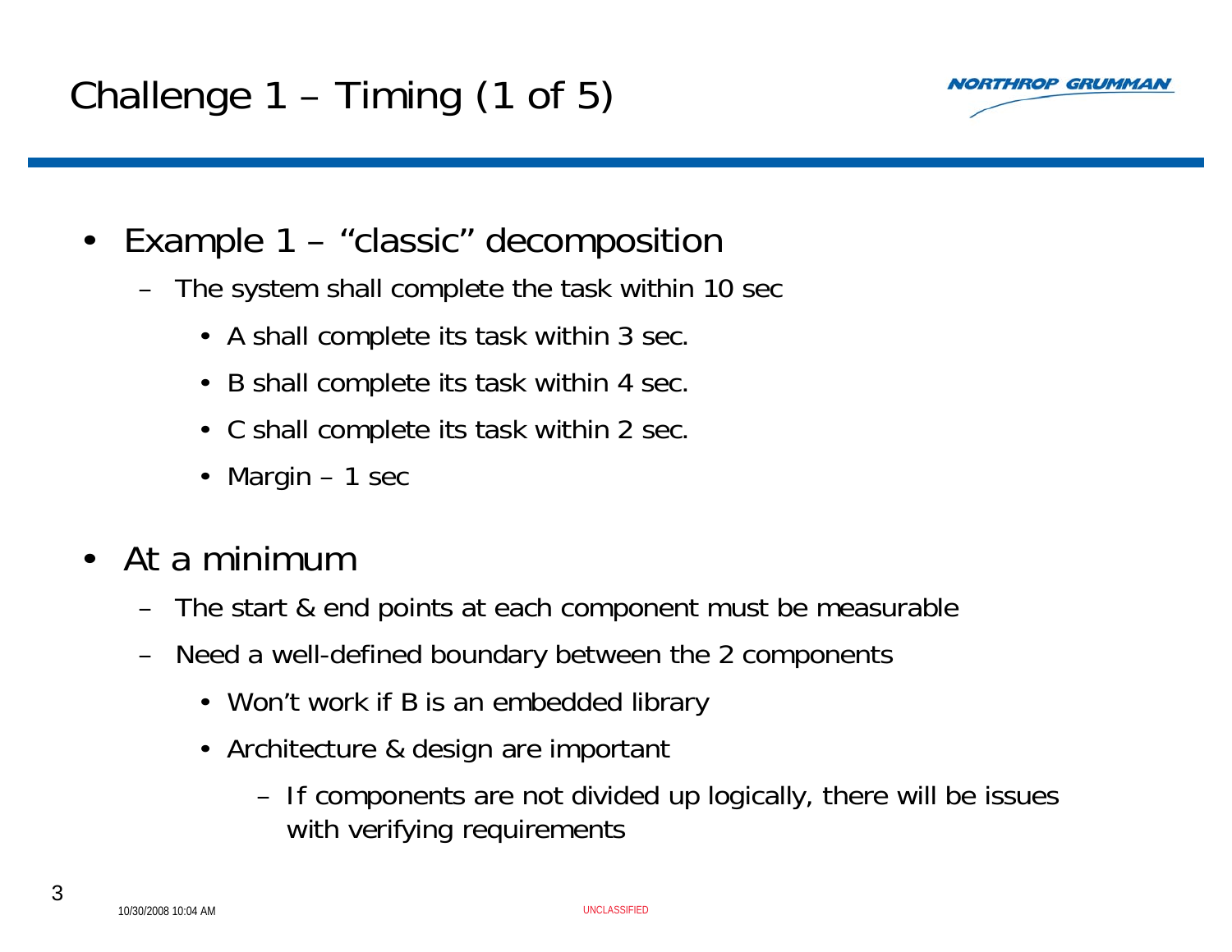# Challenge 1 – Timing (1 of 5)

- Example 1 – "classic" decomposition
  - The system shall complete the task within 10 sec
    - A shall complete its task within 3 sec.
    - B shall complete its task within 4 sec.
    - C shall complete its task within 2 sec.
    - Margin – 1 sec

- At a minimum
  - The start & end points at each component must be measurable
  - Need a well-defined boundary between the 2 components
    - Won't work if B is an embedded library
    - Architecture & design are important
      - If components are not divided up logically, there will be issues with verifying requirements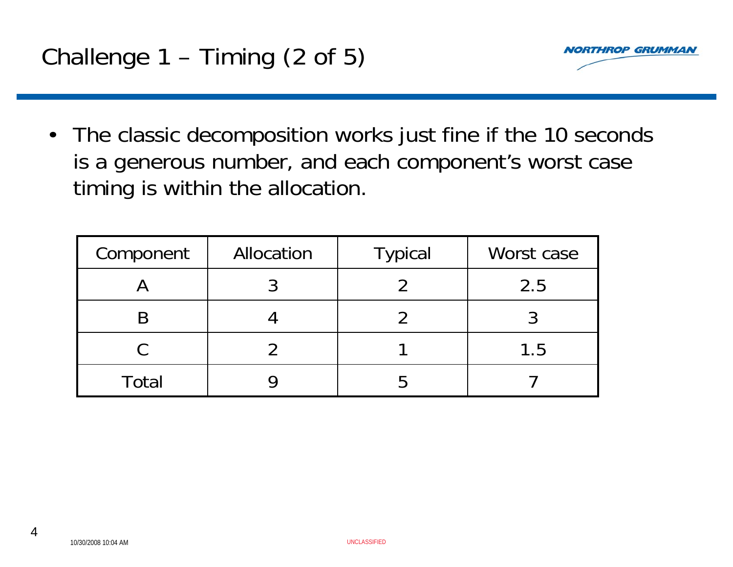# Challenge 1 – Timing (2 of 5)

- The classic decomposition works just fine if the 10 seconds is a generous number, and each component's worst case timing is within the allocation.

| Component | Allocation | Typical | Worst case |
|---|---|---|---|
| A | 3 | 2 | 2.5 |
| B | 4 | 2 | 3 |
| C | 2 | 1 | 1.5 |
| Total | 9 | 5 | 7 |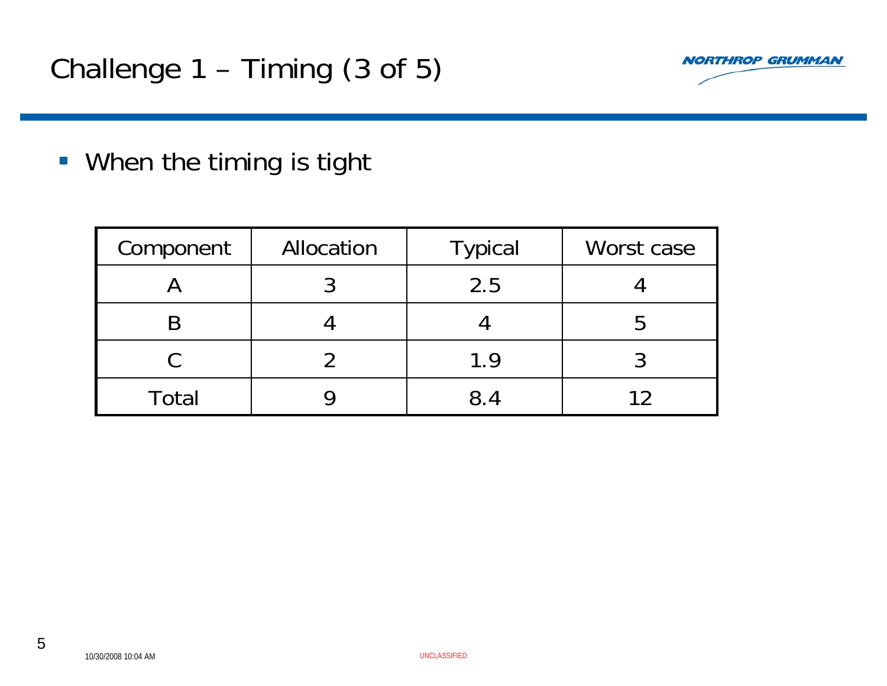# Challenge 1 – Timing (3 of 5)

- When the timing is tight

| Component | Allocation | Typical | Worst case |
| --- | --- | --- | --- |
| A | 3 | 2.5 | 4 |
| B | 4 | 4 | 5 |
| C | 2 | 1.9 | 3 |
| Total | 9 | 8.4 | 12 |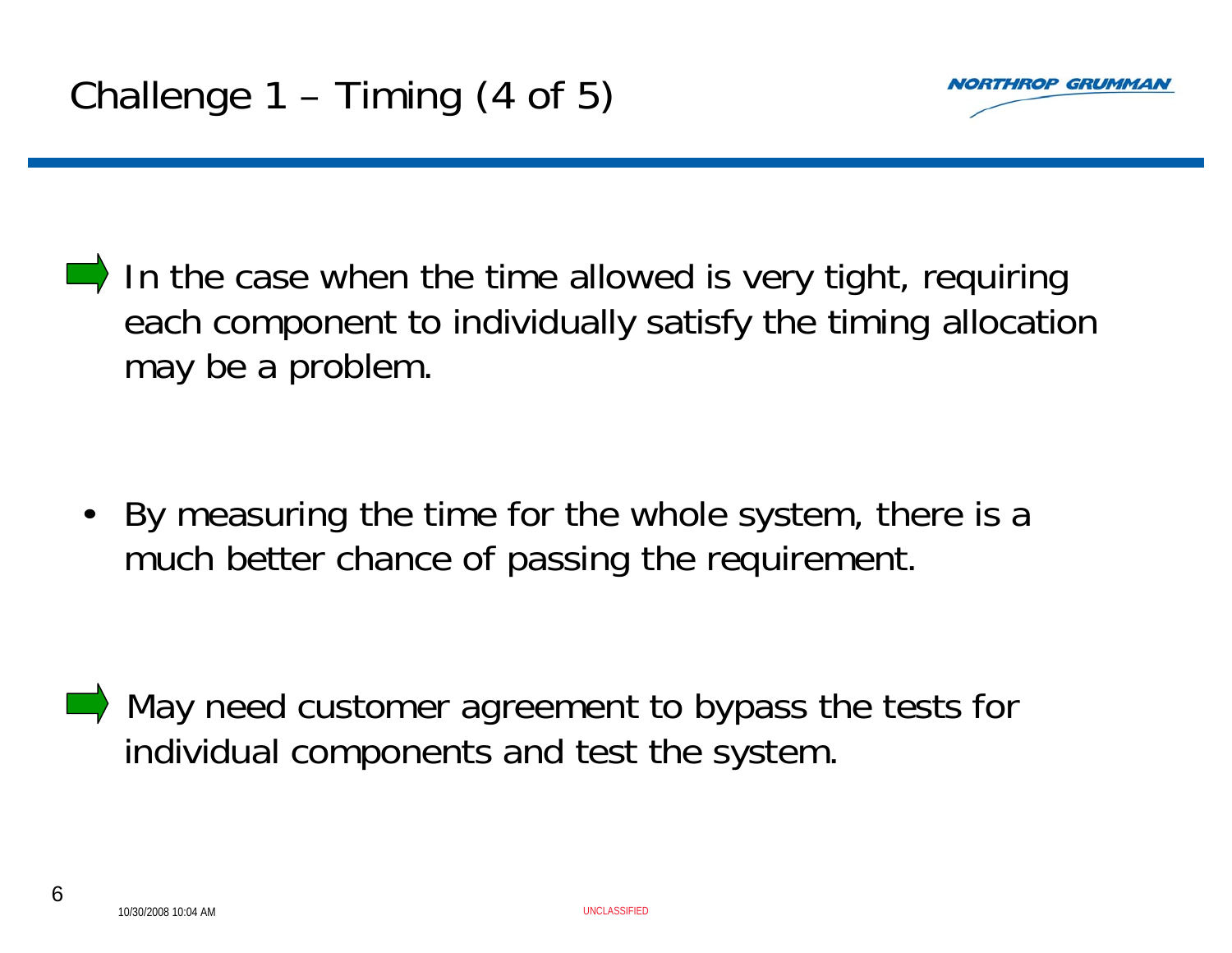# Challenge 1 – Timing (4 of 5)

- In the case when the time allowed is very tight, requiring each component to individually satisfy the timing allocation may be a problem.

  - By measuring the time for the whole system, there is a much better chance of passing the requirement.

- May need customer agreement to bypass the tests for individual components and test the system.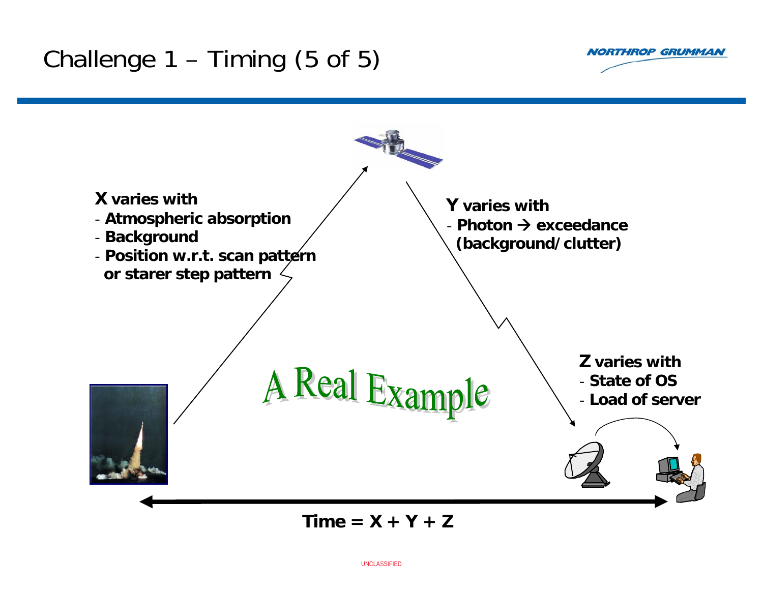# Challenge 1 – Timing (5 of 5)

**X varies with**
- **Atmospheric absorption**
- **Background**
- **Position w.r.t. scan pattern or starer step pattern**

**Y varies with**
- **Photon → exceedance (background/clutter)**

**Z varies with**
- **State of OS**
- **Load of server**

A Real Example

**Time = X + Y + Z**

UNCLASSIFIED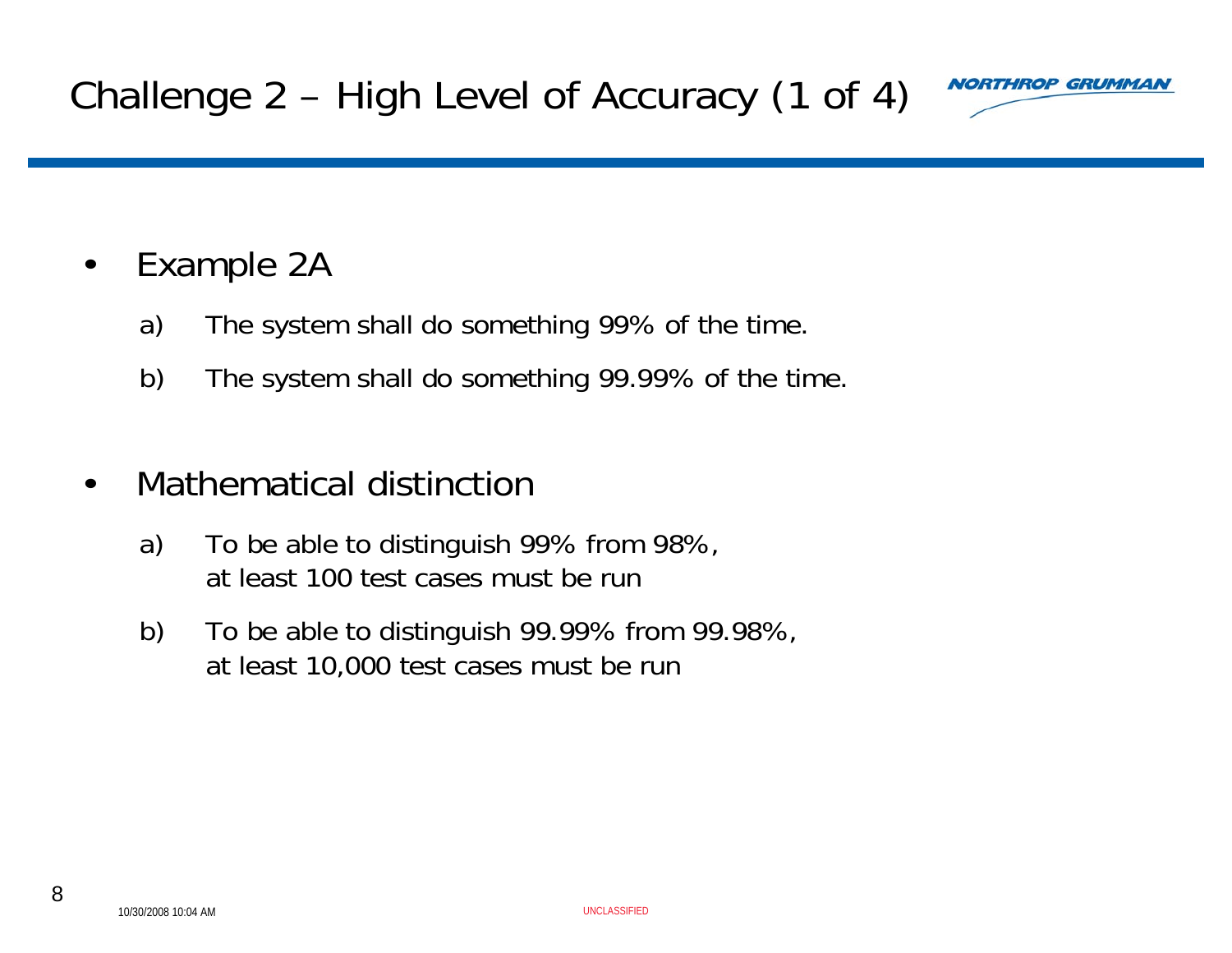# Challenge 2 – High Level of Accuracy (1 of 4)

- Example 2A
  a) The system shall do something 99% of the time.
  b) The system shall do something 99.99% of the time.

- Mathematical distinction
  a) To be able to distinguish 99% from 98%, at least 100 test cases must be run
  b) To be able to distinguish 99.99% from 99.98%, at least 10,000 test cases must be run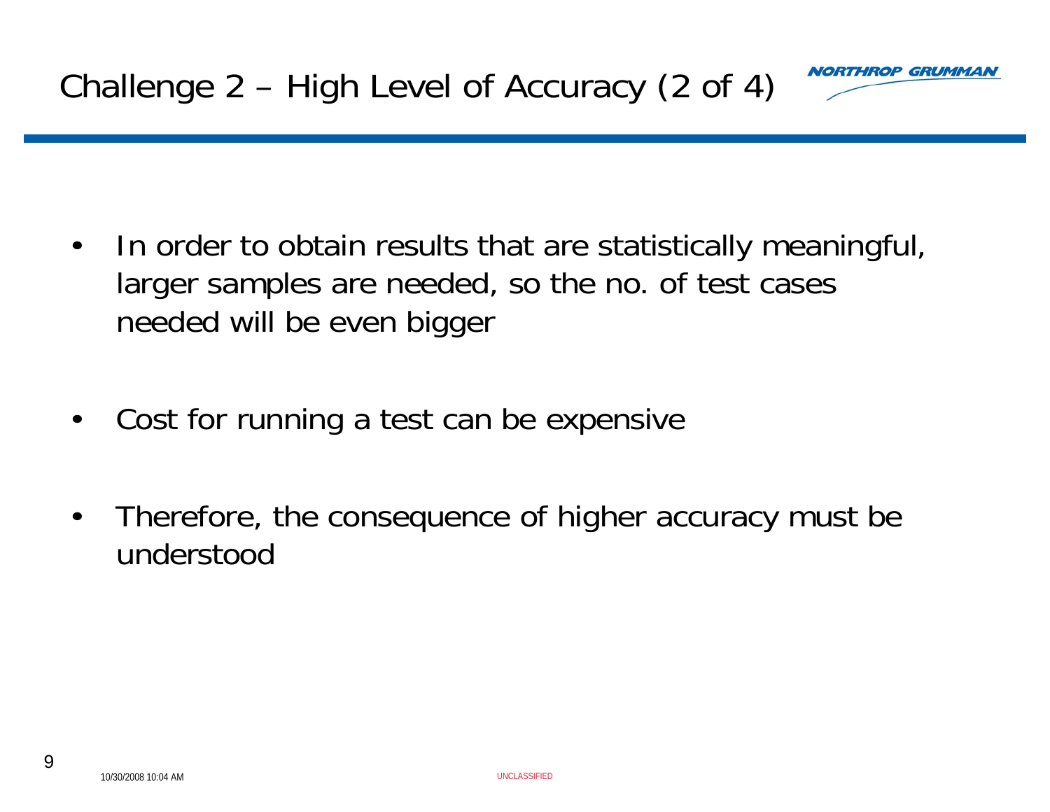# Challenge 2 – High Level of Accuracy (2 of 4)

- In order to obtain results that are statistically meaningful, larger samples are needed, so the no. of test cases needed will be even bigger
- Cost for running a test can be expensive
- Therefore, the consequence of higher accuracy must be understood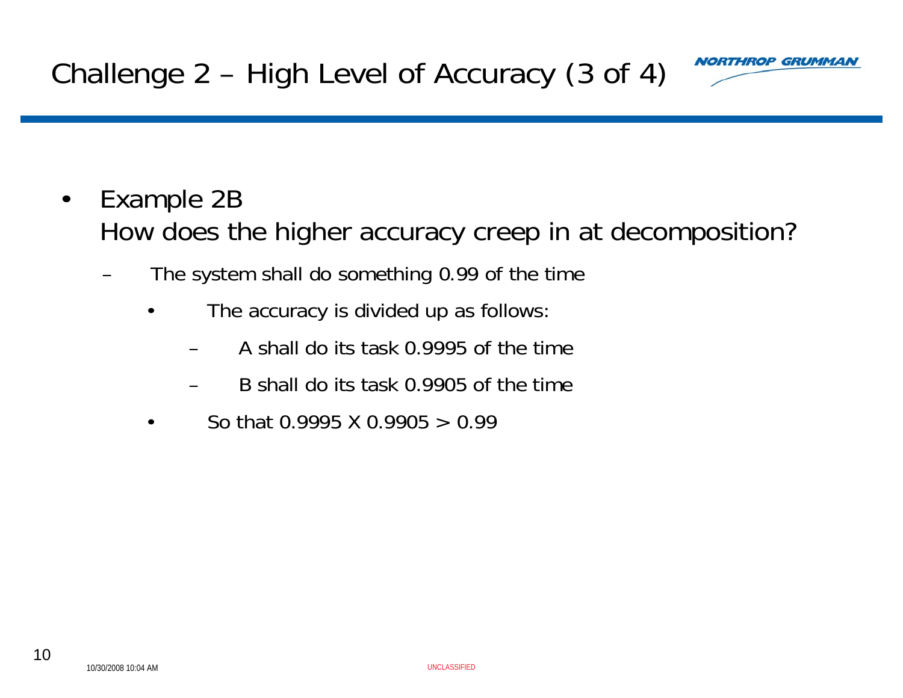# Challenge 2 – High Level of Accuracy (3 of 4)

- Example 2B
  How does the higher accuracy creep in at decomposition?
  - The system shall do something 0.99 of the time
    - The accuracy is divided up as follows:
      - A shall do its task 0.9995 of the time
      - B shall do its task 0.9905 of the time
    - So that $0.9995 \times 0.9905 > 0.99$

UNCLASSIFIED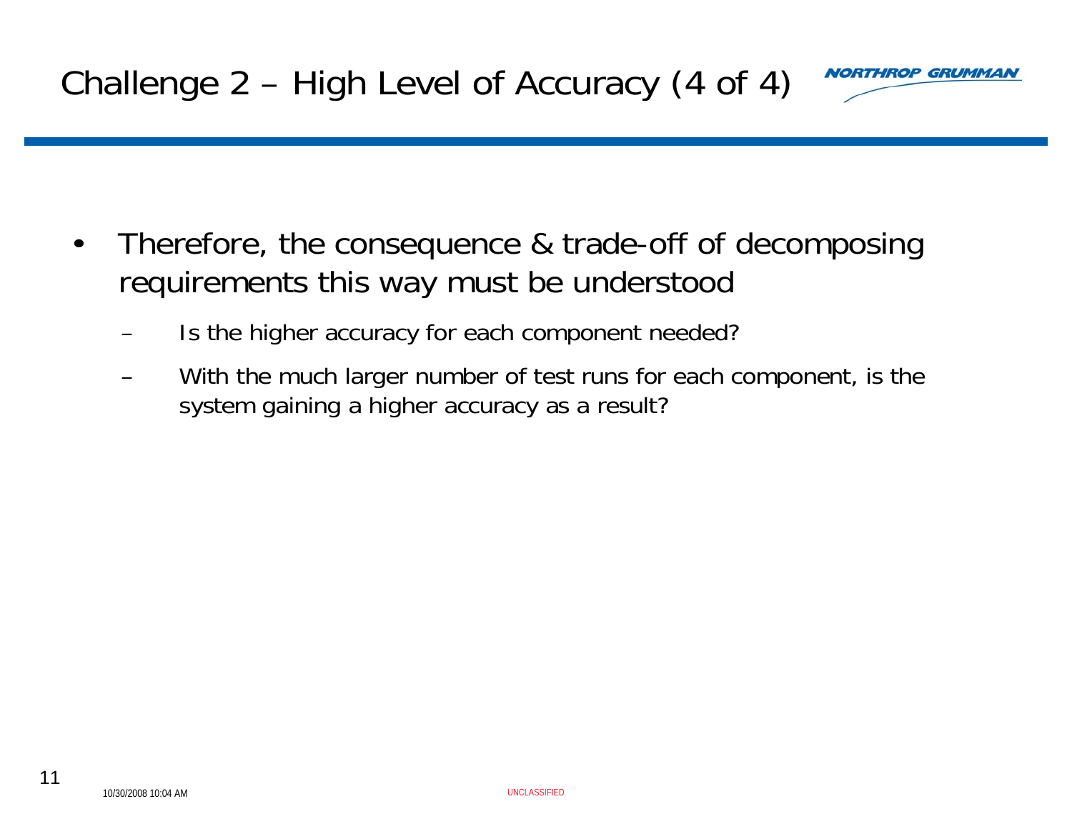# Challenge 2 – High Level of Accuracy (4 of 4)

- Therefore, the consequence & trade-off of decomposing requirements this way must be understood
  - Is the higher accuracy for each component needed?
  - With the much larger number of test runs for each component, is the system gaining a higher accuracy as a result?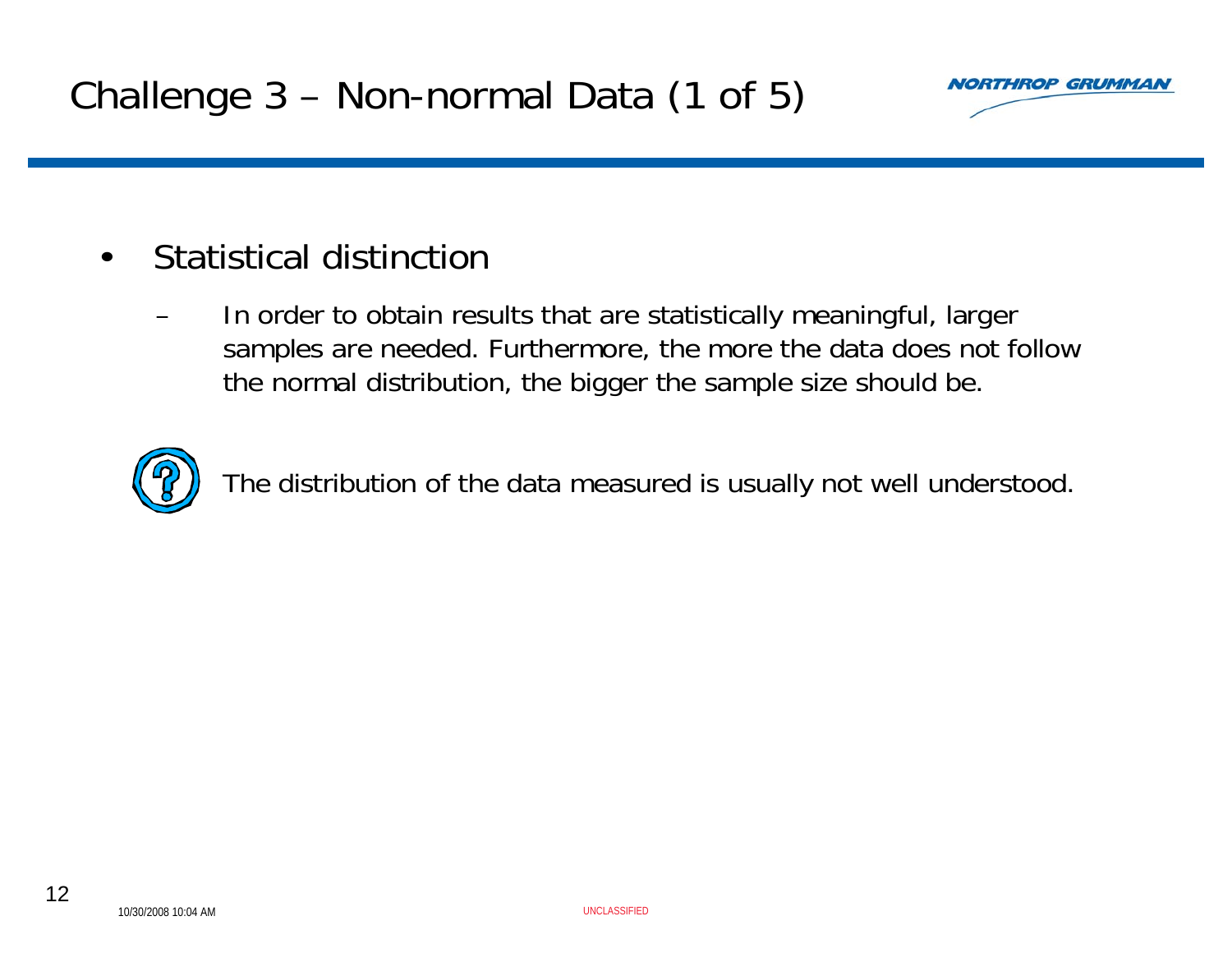# Challenge 3 – Non-normal Data (1 of 5)

- Statistical distinction
  - In order to obtain results that are statistically meaningful, larger samples are needed. Furthermore, the more the data does not follow the normal distribution, the bigger the sample size should be.

The distribution of the data measured is usually not well understood.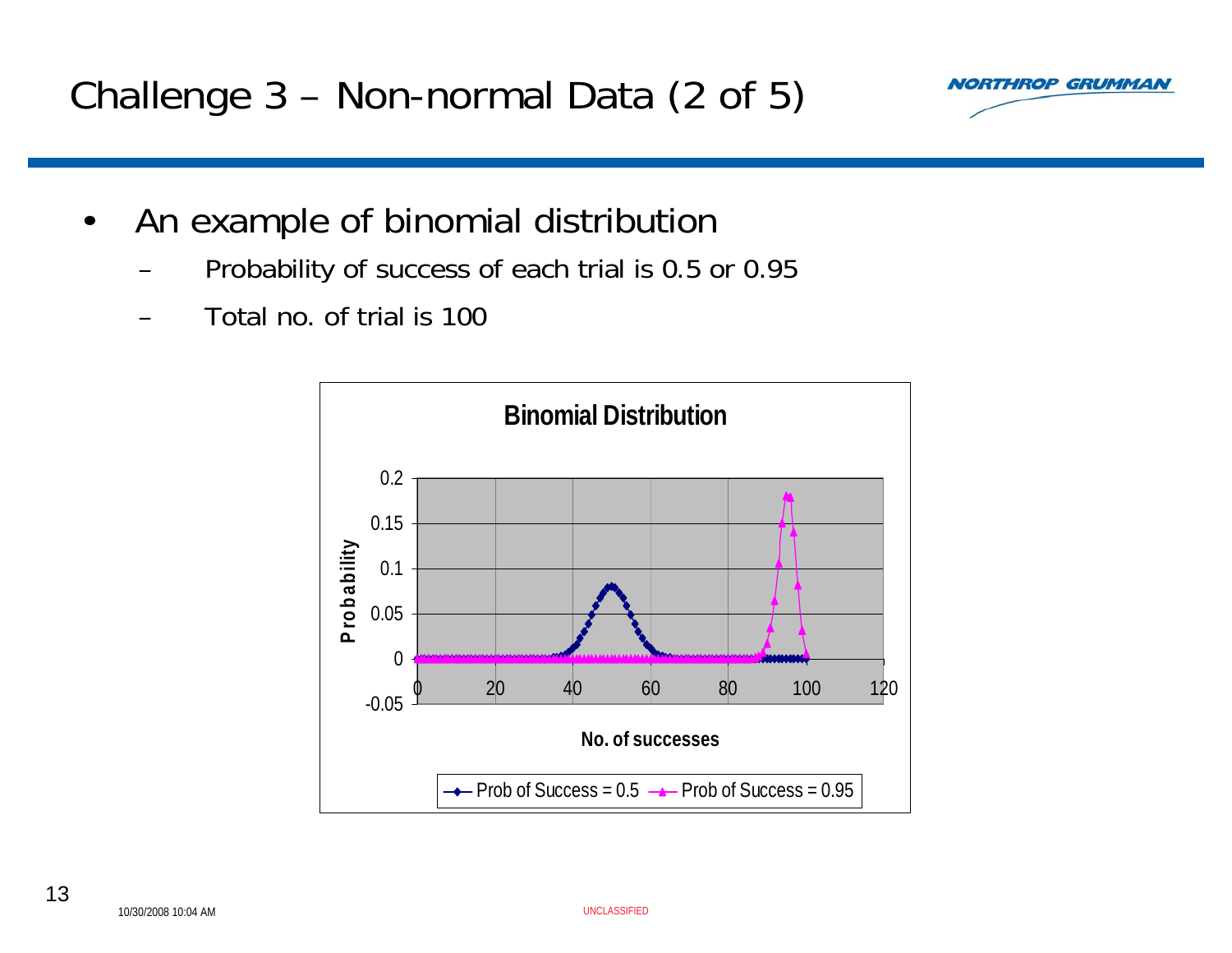# Challenge 3 – Non-normal Data (2 of 5)

- An example of binomial distribution
  - Probability of success of each trial is 0.5 or 0.95
  - Total no. of trial is 100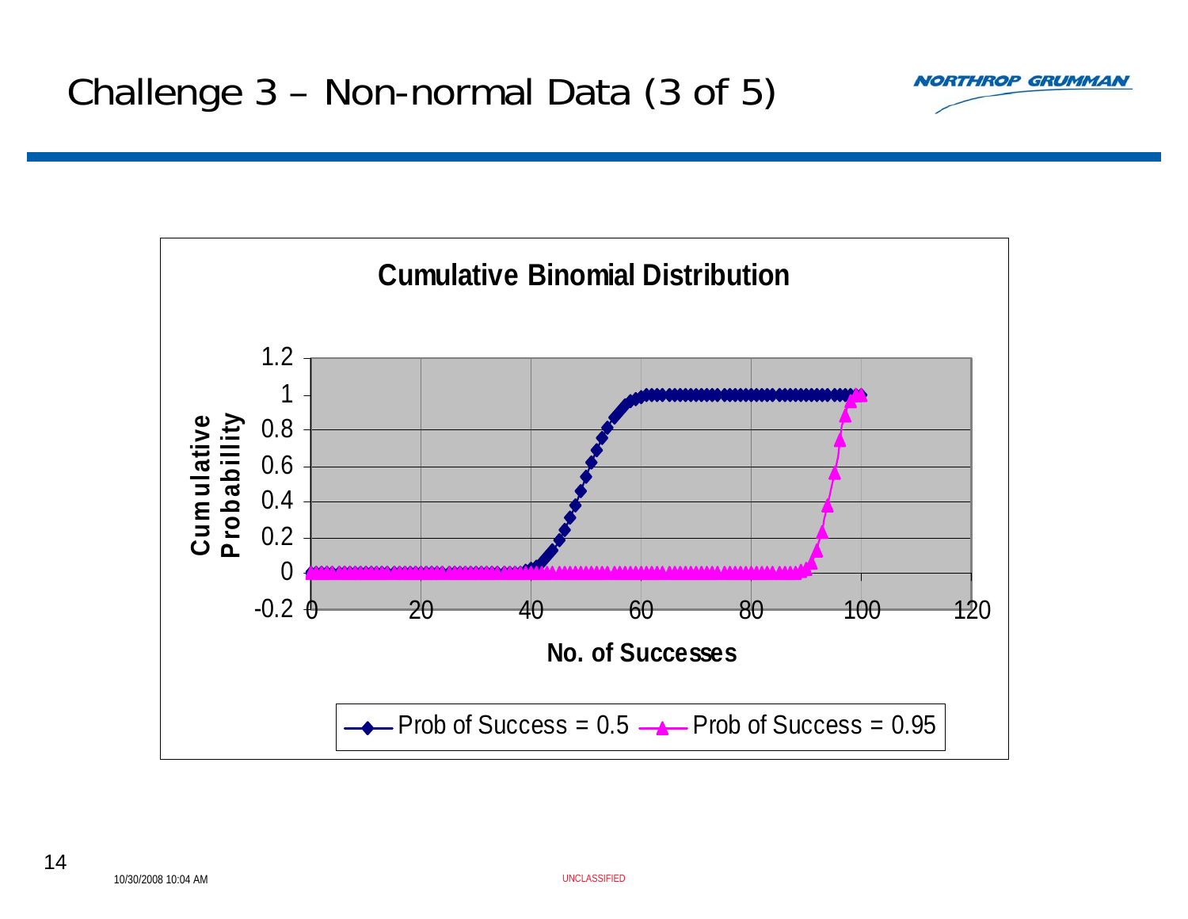# Challenge 3 – Non-normal Data (3 of 5)

**Cumulative Binomial Distribution**

Cumulative Probabillity

No. of Successes

Prob of Success = 0.5 — Prob of Success = 0.95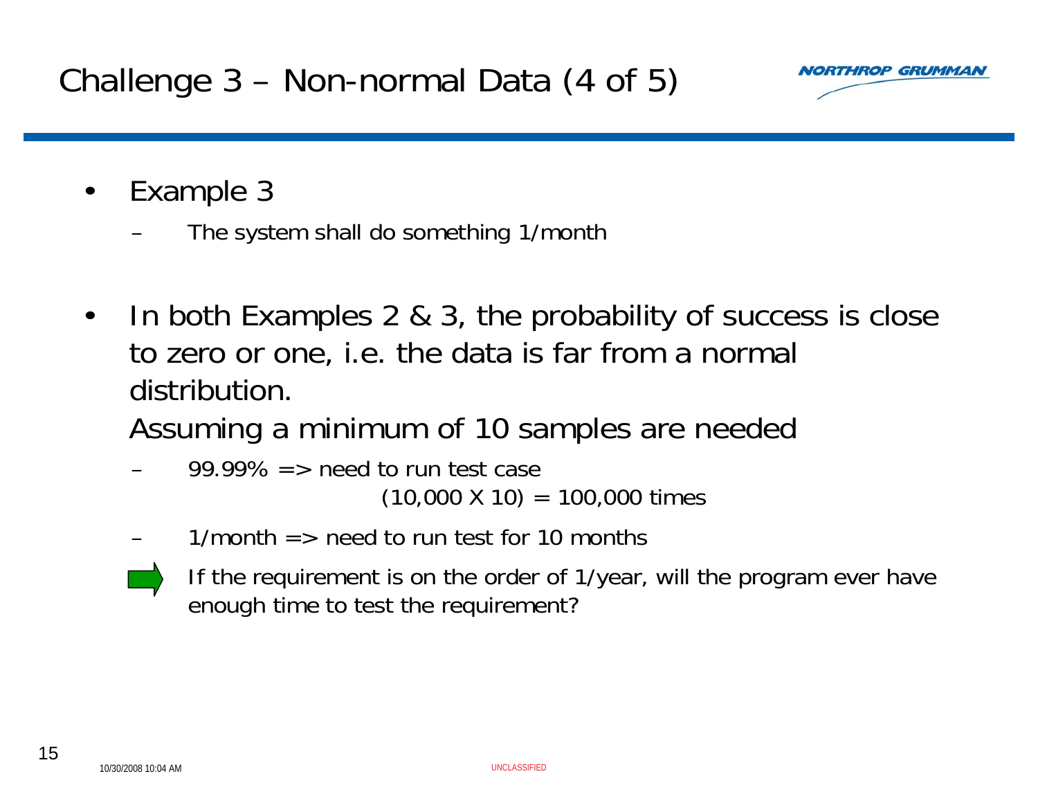# Challenge 3 – Non-normal Data (4 of 5)

- Example 3
  - The system shall do something 1/month

- In both Examples 2 & 3, the probability of success is close to zero or one, i.e. the data is far from a normal distribution.

  Assuming a minimum of 10 samples are needed
  - 99.99% => need to run test case (10,000 X 10) = 100,000 times
  - 1/month => need to run test for 10 months

➡ If the requirement is on the order of 1/year, will the program ever have enough time to test the requirement?

10/30/2008 10:04 AM

UNCLASSIFIED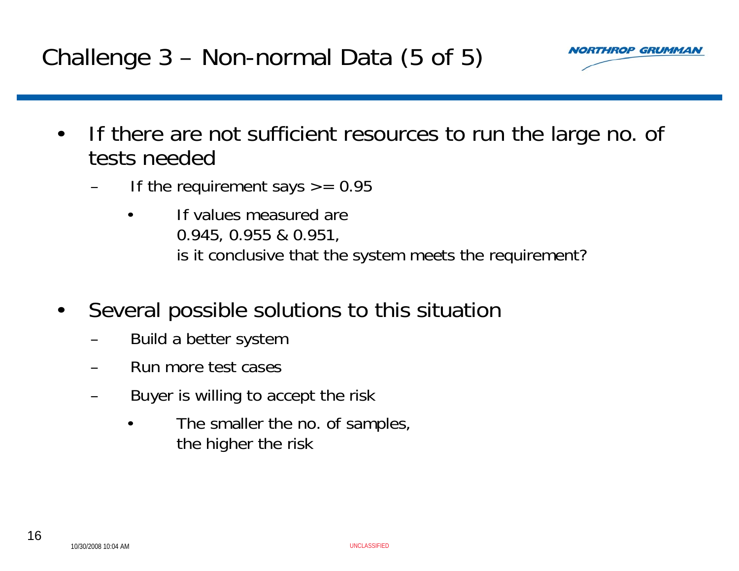# Challenge 3 – Non-normal Data (5 of 5)

- If there are not sufficient resources to run the large no. of tests needed
  - If the requirement says >= 0.95
    - If values measured are 0.945, 0.955 & 0.951, is it conclusive that the system meets the requirement?
- Several possible solutions to this situation
  - Build a better system
  - Run more test cases
  - Buyer is willing to accept the risk
    - The smaller the no. of samples, the higher the risk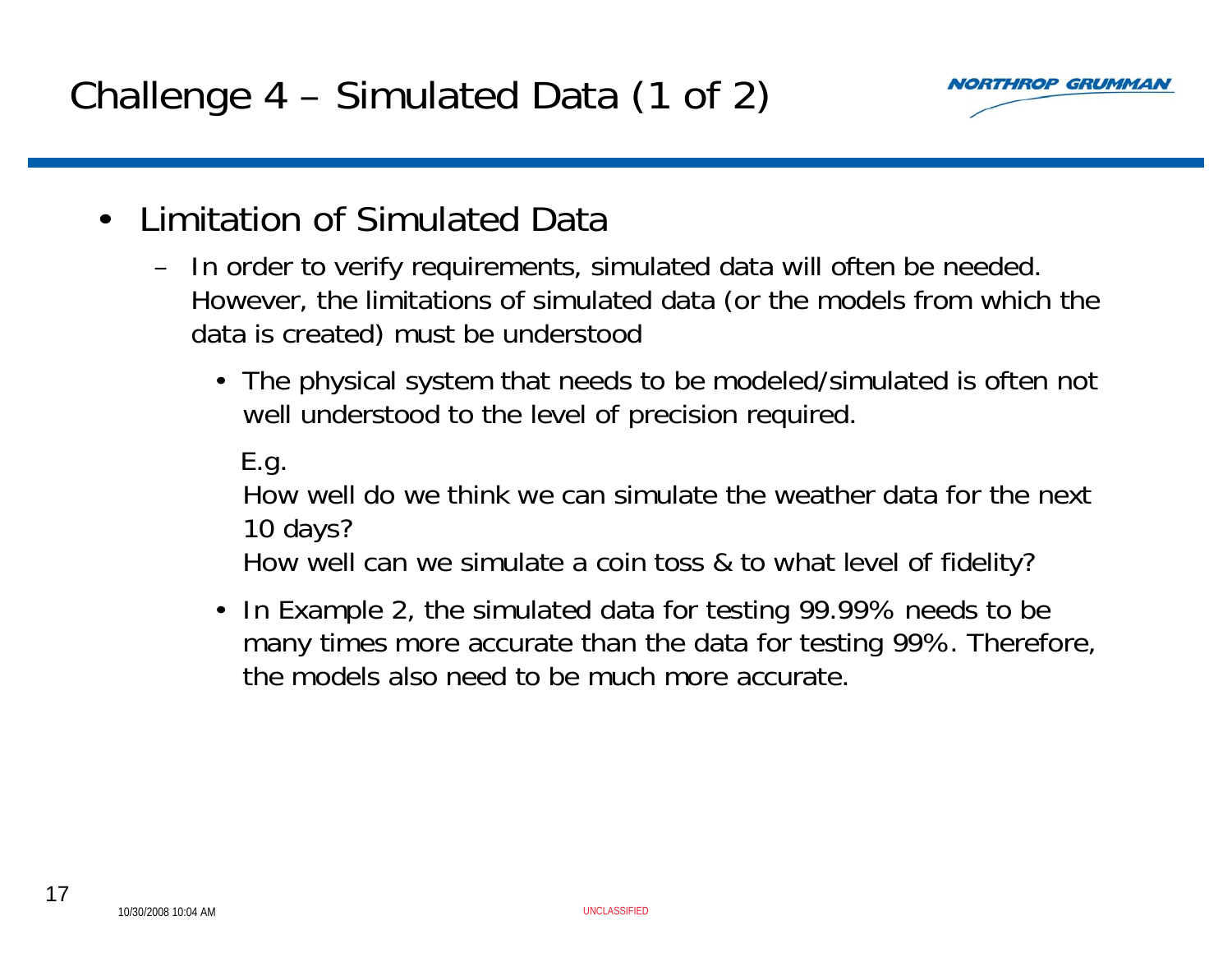# Challenge 4 – Simulated Data (1 of 2)

- Limitation of Simulated Data
  - In order to verify requirements, simulated data will often be needed. However, the limitations of simulated data (or the models from which the data is created) must be understood
    - The physical system that needs to be modeled/simulated is often not well understood to the level of precision required.

      E.g.

      How well do we think we can simulate the weather data for the next 10 days?

      How well can we simulate a coin toss & to what level of fidelity?
    - In Example 2, the simulated data for testing 99.99% needs to be many times more accurate than the data for testing 99%. Therefore, the models also need to be much more accurate.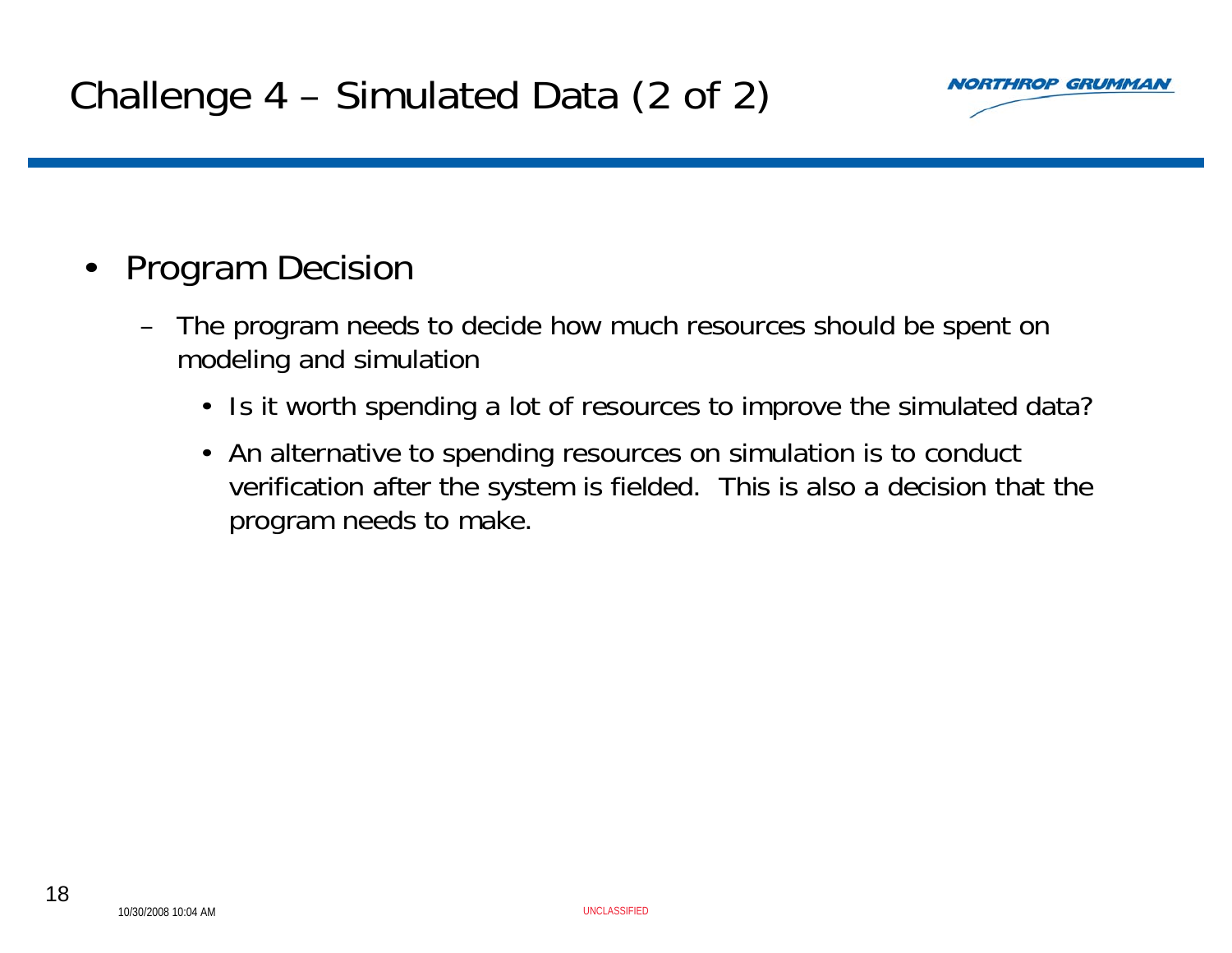# Challenge 4 – Simulated Data (2 of 2)

- Program Decision
  - The program needs to decide how much resources should be spent on modeling and simulation
    - Is it worth spending a lot of resources to improve the simulated data?
    - An alternative to spending resources on simulation is to conduct verification after the system is fielded. This is also a decision that the program needs to make.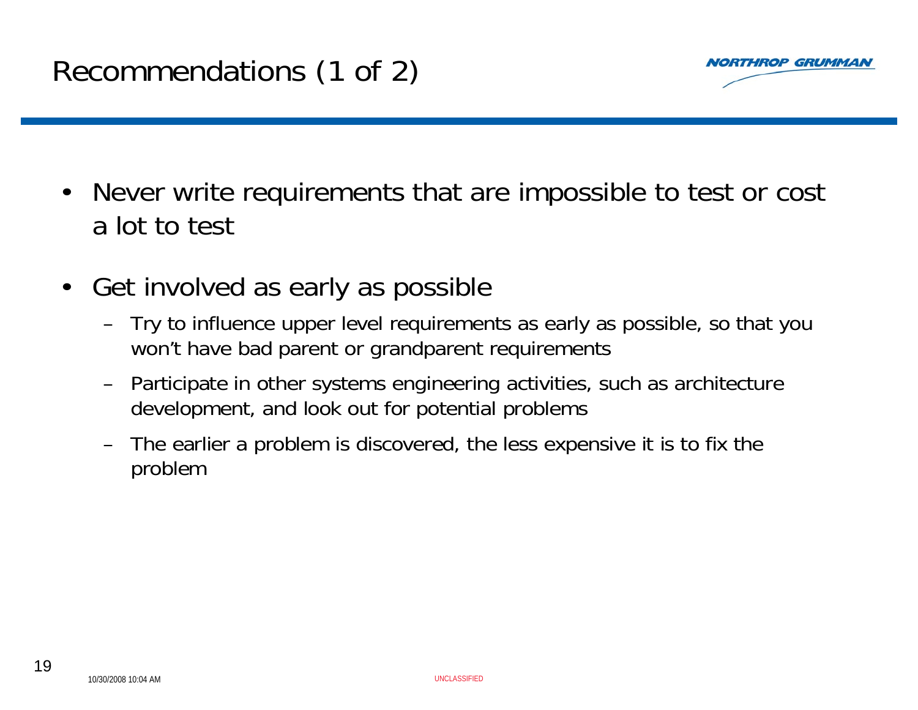# Recommendations (1 of 2)

- Never write requirements that are impossible to test or cost a lot to test
- Get involved as early as possible
  - Try to influence upper level requirements as early as possible, so that you won't have bad parent or grandparent requirements
  - Participate in other systems engineering activities, such as architecture development, and look out for potential problems
  - The earlier a problem is discovered, the less expensive it is to fix the problem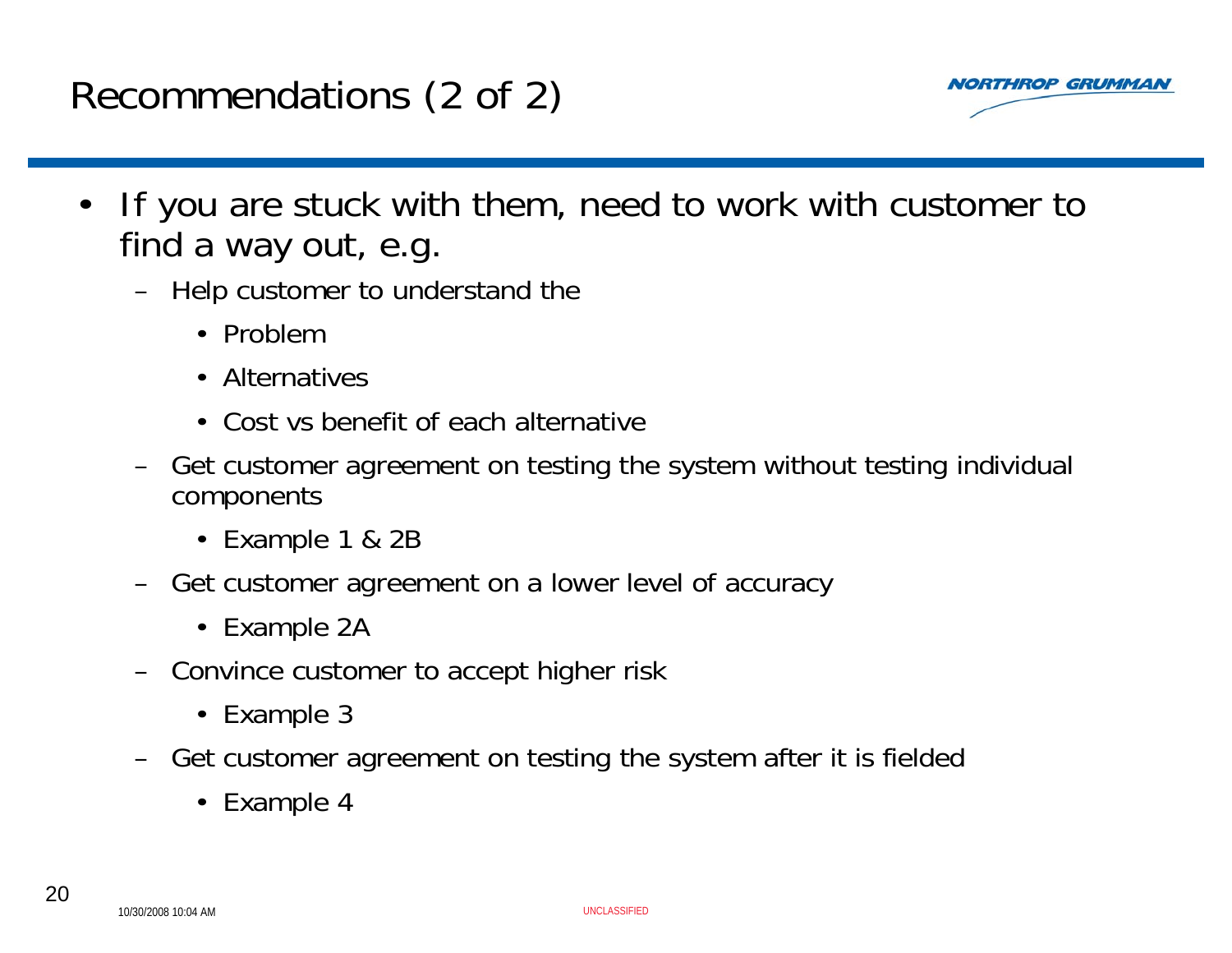# Recommendations (2 of 2)

- If you are stuck with them, need to work with customer to find a way out, e.g.
  - Help customer to understand the
    - Problem
    - Alternatives
    - Cost vs benefit of each alternative
  - Get customer agreement on testing the system without testing individual components
    - Example 1 & 2B
  - Get customer agreement on a lower level of accuracy
    - Example 2A
  - Convince customer to accept higher risk
    - Example 3
  - Get customer agreement on testing the system after it is fielded
    - Example 4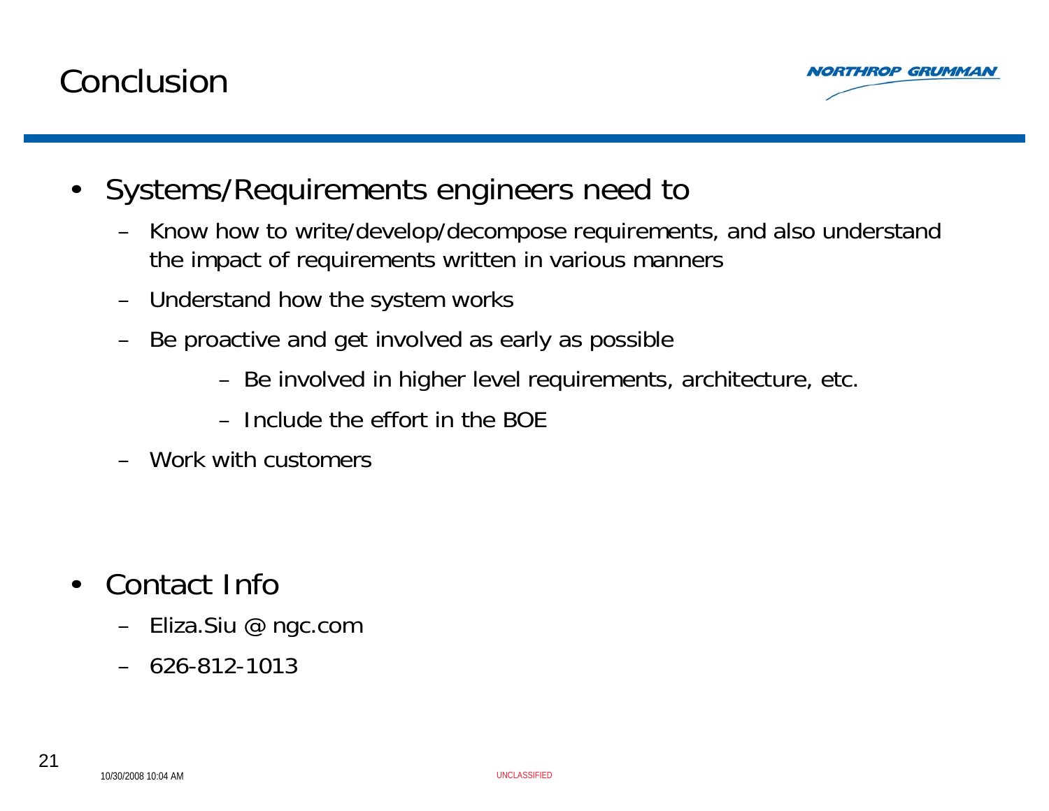# Conclusion

- Systems/Requirements engineers need to
  - Know how to write/develop/decompose requirements, and also understand the impact of requirements written in various manners
  - Understand how the system works
  - Be proactive and get involved as early as possible
    - Be involved in higher level requirements, architecture, etc.
    - Include the effort in the BOE
  - Work with customers

- Contact Info
  - Eliza.Siu @ ngc.com
  - 626-812-1013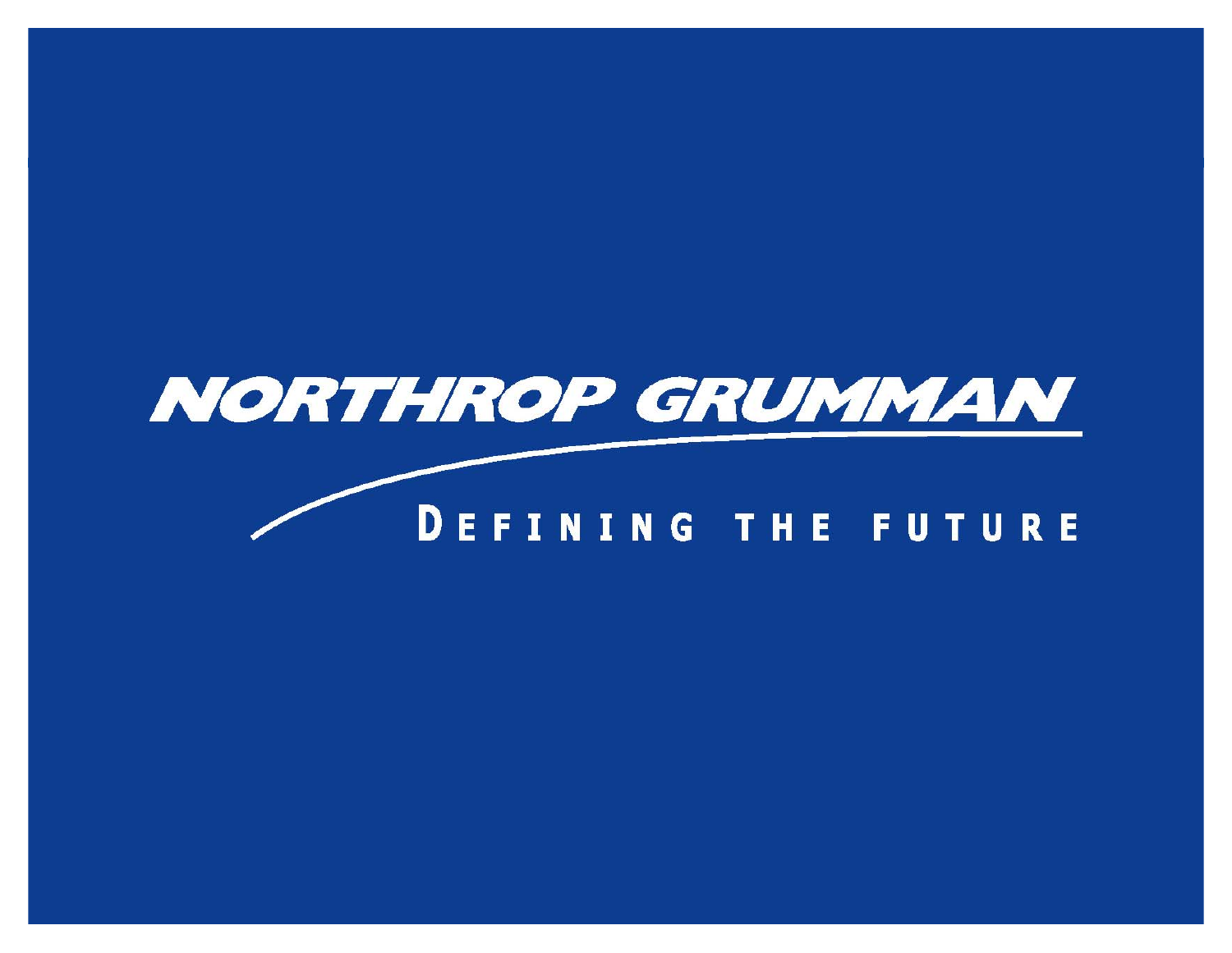NORTHROP GRUMMAN

DEFINING THE FUTURE